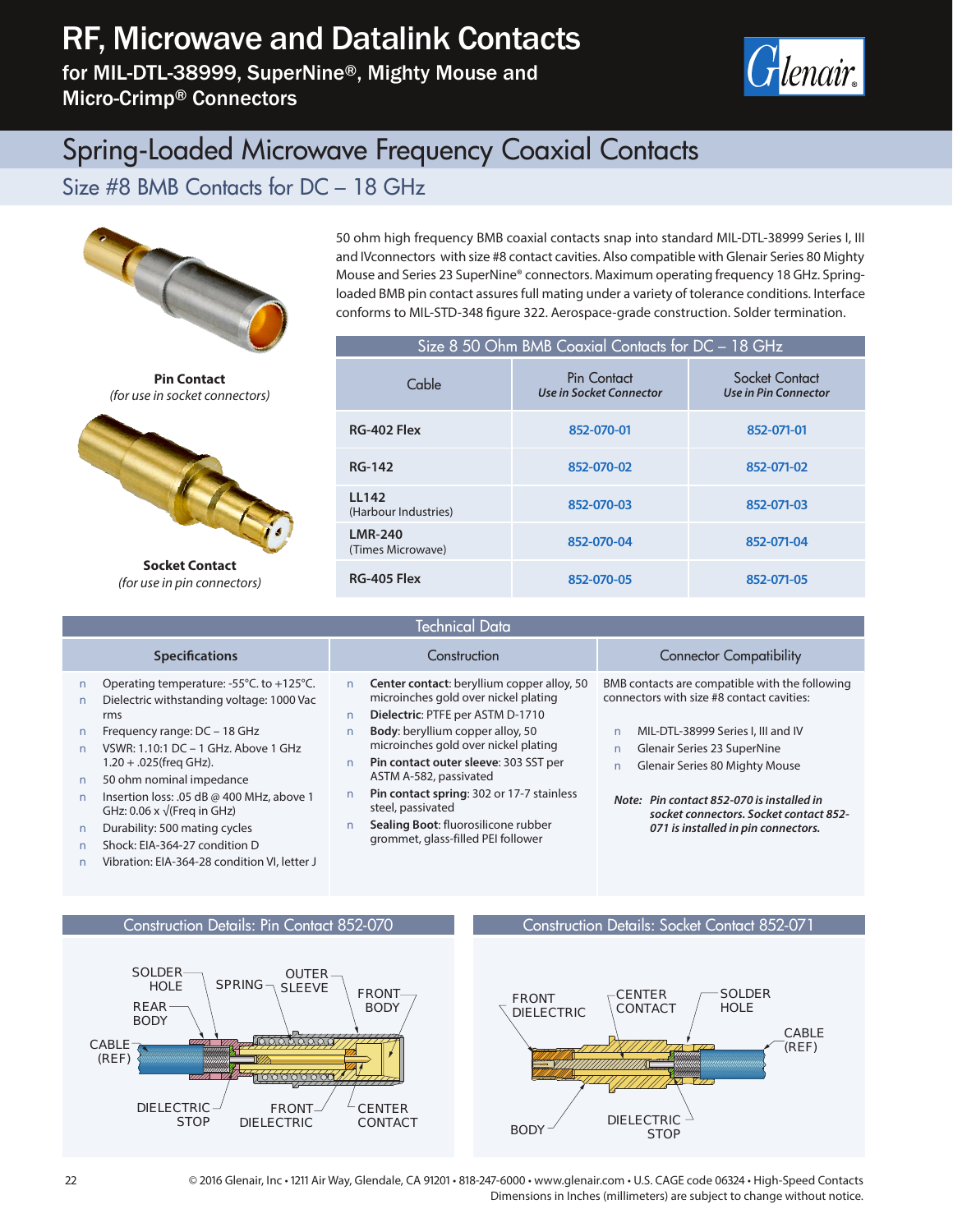# RF, Microwave and Datalink Contacts

for MIL-DTL-38999, SuperNine®, Mighty Mouse and Micro-Crimp® Connectors

## Spring-Loaded Microwave Frequency Coaxial Contacts

### Size #8 BMB Contacts for DC – 18 GHz

**Pin Contact**
*(for use in socket connectors)*

**Socket Contact**
*(for use in pin connectors)*

50 ohm high frequency BMB coaxial contacts snap into standard MIL-DTL-38999 Series I, III and IVconnectors with size #8 contact cavities. Also compatible with Glenair Series 80 Mighty Mouse and Series 23 SuperNine® connectors. Maximum operating frequency 18 GHz. Spring-loaded BMB pin contact assures full mating under a variety of tolerance conditions. Interface conforms to MIL-STD-348 figure 322. Aerospace-grade construction. Solder termination.

**Size 8 50 Ohm BMB Coaxial Contacts for DC – 18 GHz**

| Cable | Pin Contact *Use in Socket Connector* | Socket Contact *Use in Pin Connector* |
|---|---|---|
| **RG-402 Flex** | 852-070-01 | 852-071-01 |
| **RG-142** | 852-070-02 | 852-071-02 |
| **LL142** (Harbour Industries) | 852-070-03 | 852-071-03 |
| **LMR-240** (Times Microwave) | 852-070-04 | 852-071-04 |
| **RG-405 Flex** | 852-070-05 | 852-071-05 |

## Technical Data

### Specifications

- Operating temperature: -55°C. to +125°C.
- Dielectric withstanding voltage: 1000 Vac rms
- Frequency range: DC – 18 GHz
- VSWR: 1.10:1 DC – 1 GHz. Above 1 GHz 1.20 + .025(freq GHz).
- 50 ohm nominal impedance
- Insertion loss: .05 dB @ 400 MHz, above 1 GHz: 0.06 x √(Freq in GHz)
- Durability: 500 mating cycles
- Shock: EIA-364-27 condition D
- Vibration: EIA-364-28 condition VI, letter J

### Construction

- **Center contact**: beryllium copper alloy, 50 microinches gold over nickel plating
- **Dielectric**: PTFE per ASTM D-1710
- **Body**: beryllium copper alloy, 50 microinches gold over nickel plating
- **Pin contact outer sleeve**: 303 SST per ASTM A-582, passivated
- **Pin contact spring**: 302 or 17-7 stainless steel, passivated
- **Sealing Boot**: fluorosilicone rubber grommet, glass-filled PEI follower

### Connector Compatibility

BMB contacts are compatible with the following connectors with size #8 contact cavities:

- MIL-DTL-38999 Series I, III and IV
- Glenair Series 23 SuperNine
- Glenair Series 80 Mighty Mouse

***Note:*** ***Pin contact 852-070 is installed in socket connectors. Socket contact 852-071 is installed in pin connectors.***

### Construction Details: Pin Contact 852-070

SOLDER HOLE
SPRING
OUTER SLEEVE
REAR BODY
FRONT BODY
CABLE (REF)
DIELECTRIC STOP
FRONT DIELECTRIC
CENTER CONTACT

### Construction Details: Socket Contact 852-071

FRONT DIELECTRIC
CENTER CONTACT
SOLDER HOLE
CABLE (REF)
BODY
DIELECTRIC STOP

© 2016 Glenair, Inc • 1211 Air Way, Glendale, CA 91201 • 818-247-6000 • www.glenair.com • U.S. CAGE code 06324 • High-Speed Contacts
Dimensions in Inches (millimeters) are subject to change without notice.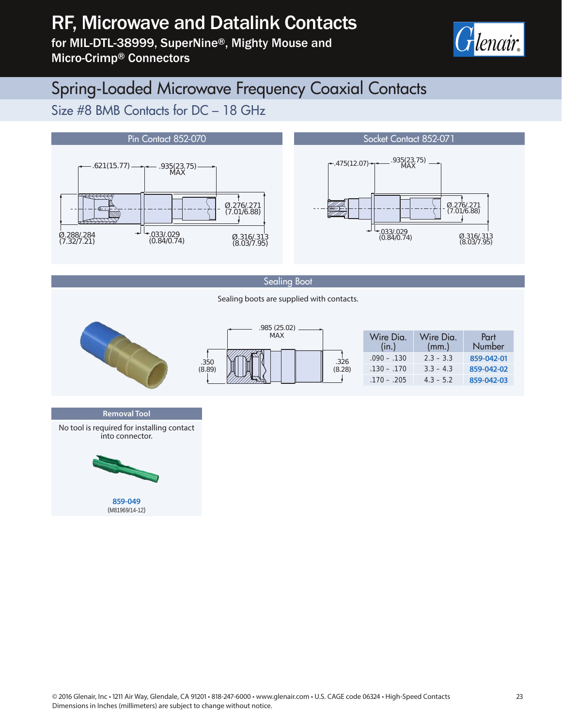# RF, Microwave and Datalink Contacts

for MIL-DTL-38999, SuperNine®, Mighty Mouse and Micro-Crimp® Connectors

## Spring-Loaded Microwave Frequency Coaxial Contacts

### Size #8 BMB Contacts for DC – 18 GHz

#### Pin Contact 852-070

.621(15.77)
.935(23.75) MAX
Ø.276/.271 (7.01/6.88)
Ø.288/.284 (7.32/7.21)
.033/.029 (0.84/0.74)
Ø.316/.313 (8.03/7.95)

#### Socket Contact 852-071

.475(12.07)
.935(23.75) MAX
Ø.276/.271 (7.01/6.88)
.033/.029 (0.84/0.74)
Ø.316/.313 (8.03/7.95)

#### Sealing Boot

Sealing boots are supplied with contacts.

.985 (25.02) MAX
.350 (8.89)
.326 (8.28)

| Wire Dia. (in.) | Wire Dia. (mm.) | Part Number |
|---|---|---|
| .090 - .130 | 2.3 - 3.3 | 859-042-01 |
| .130 - .170 | 3.3 - 4.3 | 859-042-02 |
| .170 - .205 | 4.3 - 5.2 | 859-042-03 |

#### Removal Tool

No tool is required for installing contact into connector.

**859-049**
(M81969/14-12)

© 2016 Glenair, Inc • 1211 Air Way, Glendale, CA 91201 • 818-247-6000 • www.glenair.com • U.S. CAGE code 06324 • High-Speed Contacts
Dimensions in Inches (millimeters) are subject to change without notice.